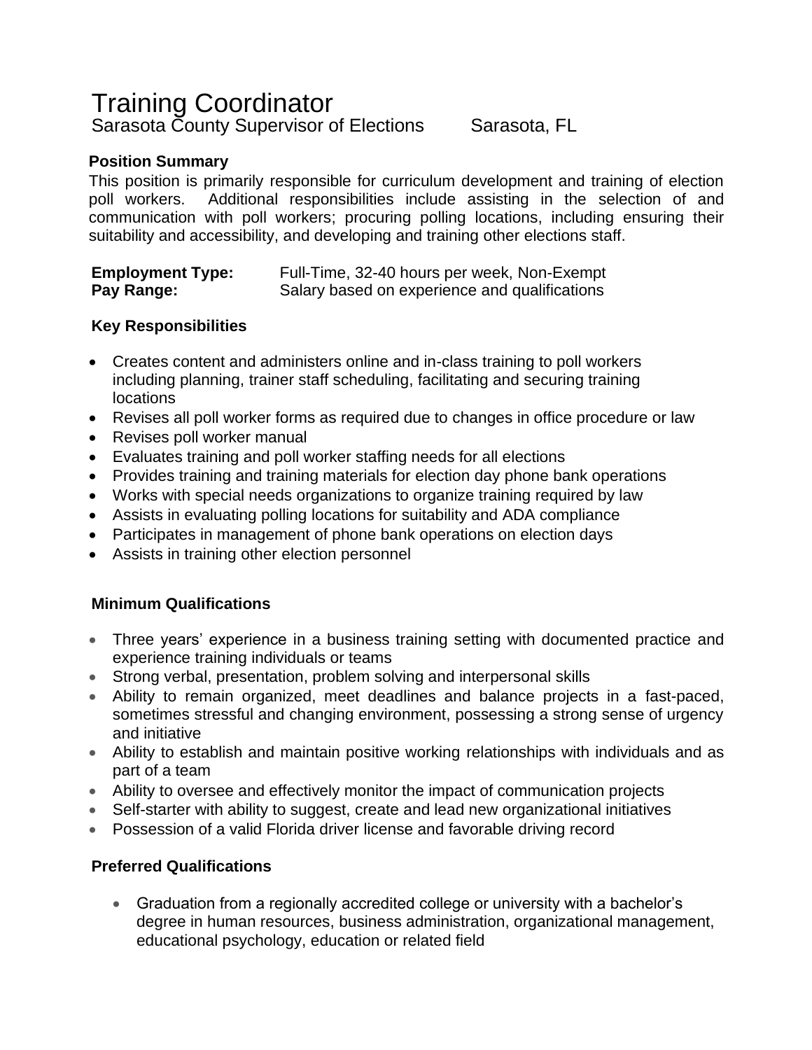# Training Coordinator

Sarasota County Supervisor of Elections Sarasota, FL

**Position Summary**

This position is primarily responsible for curriculum development and training of election poll workers. Additional responsibilities include assisting in the selection of and communication with poll workers; procuring polling locations, including ensuring their suitability and accessibility, and developing and training other elections staff.

| | |
|---|---|
| **Employment Type:** | Full-Time, 32-40 hours per week, Non-Exempt |
| **Pay Range:** | Salary based on experience and qualifications |

**Key Responsibilities**

- Creates content and administers online and in-class training to poll workers including planning, trainer staff scheduling, facilitating and securing training locations
- Revises all poll worker forms as required due to changes in office procedure or law
- Revises poll worker manual
- Evaluates training and poll worker staffing needs for all elections
- Provides training and training materials for election day phone bank operations
- Works with special needs organizations to organize training required by law
- Assists in evaluating polling locations for suitability and ADA compliance
- Participates in management of phone bank operations on election days
- Assists in training other election personnel

**Minimum Qualifications**

- Three years' experience in a business training setting with documented practice and experience training individuals or teams
- Strong verbal, presentation, problem solving and interpersonal skills
- Ability to remain organized, meet deadlines and balance projects in a fast-paced, sometimes stressful and changing environment, possessing a strong sense of urgency and initiative
- Ability to establish and maintain positive working relationships with individuals and as part of a team
- Ability to oversee and effectively monitor the impact of communication projects
- Self-starter with ability to suggest, create and lead new organizational initiatives
- Possession of a valid Florida driver license and favorable driving record

**Preferred Qualifications**

- Graduation from a regionally accredited college or university with a bachelor's degree in human resources, business administration, organizational management, educational psychology, education or related field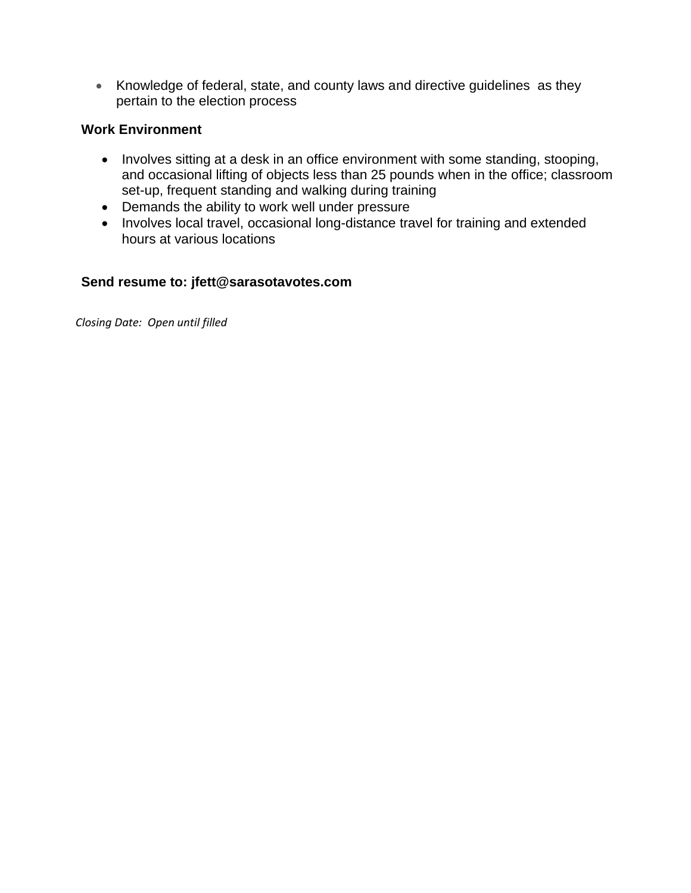- Knowledge of federal, state, and county laws and directive guidelines as they pertain to the election process

**Work Environment**

- Involves sitting at a desk in an office environment with some standing, stooping, and occasional lifting of objects less than 25 pounds when in the office; classroom set-up, frequent standing and walking during training
- Demands the ability to work well under pressure
- Involves local travel, occasional long-distance travel for training and extended hours at various locations

**Send resume to: jfett@sarasotavotes.com**

*Closing Date: Open until filled*